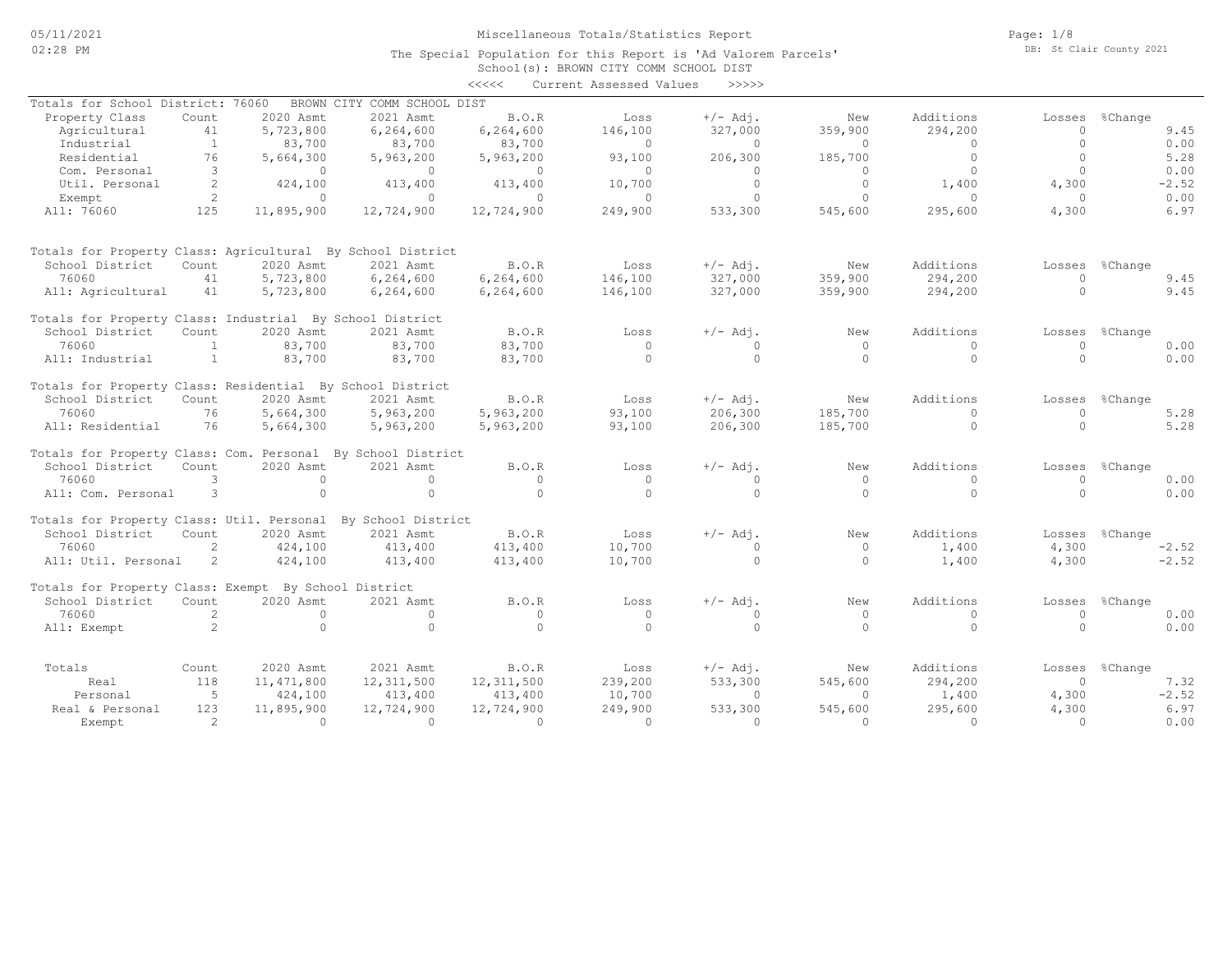# Miscellaneous Totals/Statistics Report

The Special Population for this Report is 'Ad Valorem Parcels'

School(s): BROWN CITY COMM SCHOOL DIST

<<<<< Current Assessed Values >>>>>

Totals for School District: 76060 BROWN CITY COMM SCHOOL DIST

| Property Class | Count | 2020 Asmt | 2021 Asmt | B.O.R | Loss | +/- Adj. | New | Additions | Losses | %Change |
|---|---|---|---|---|---|---|---|---|---|---|
| Agricultural | 41 | 5,723,800 | 6,264,600 | 6,264,600 | 146,100 | 327,000 | 359,900 | 294,200 | 0 | 9.45 |
| Industrial | 1 | 83,700 | 83,700 | 83,700 | 0 | 0 | 0 | 0 | 0 | 0.00 |
| Residential | 76 | 5,664,300 | 5,963,200 | 5,963,200 | 93,100 | 206,300 | 185,700 | 0 | 0 | 5.28 |
| Com. Personal | 3 | 0 | 0 | 0 | 0 | 0 | 0 | 0 | 0 | 0.00 |
| Util. Personal | 2 | 424,100 | 413,400 | 413,400 | 10,700 | 0 | 0 | 1,400 | 4,300 | -2.52 |
| Exempt | 2 | 0 | 0 | 0 | 0 | 0 | 0 | 0 | 0 | 0.00 |
| All: 76060 | 125 | 11,895,900 | 12,724,900 | 12,724,900 | 249,900 | 533,300 | 545,600 | 295,600 | 4,300 | 6.97 |

Totals for Property Class: Agricultural By School District

| School District | Count | 2020 Asmt | 2021 Asmt | B.O.R | Loss | +/- Adj. | New | Additions | Losses | %Change |
|---|---|---|---|---|---|---|---|---|---|---|
| 76060 | 41 | 5,723,800 | 6,264,600 | 6,264,600 | 146,100 | 327,000 | 359,900 | 294,200 | 0 | 9.45 |
| All: Agricultural | 41 | 5,723,800 | 6,264,600 | 6,264,600 | 146,100 | 327,000 | 359,900 | 294,200 | 0 | 9.45 |

Totals for Property Class: Industrial By School District

| School District | Count | 2020 Asmt | 2021 Asmt | B.O.R | Loss | +/- Adj. | New | Additions | Losses | %Change |
|---|---|---|---|---|---|---|---|---|---|---|
| 76060 | 1 | 83,700 | 83,700 | 83,700 | 0 | 0 | 0 | 0 | 0 | 0.00 |
| All: Industrial | 1 | 83,700 | 83,700 | 83,700 | 0 | 0 | 0 | 0 | 0 | 0.00 |

Totals for Property Class: Residential By School District

| School District | Count | 2020 Asmt | 2021 Asmt | B.O.R | Loss | +/- Adj. | New | Additions | Losses | %Change |
|---|---|---|---|---|---|---|---|---|---|---|
| 76060 | 76 | 5,664,300 | 5,963,200 | 5,963,200 | 93,100 | 206,300 | 185,700 | 0 | 0 | 5.28 |
| All: Residential | 76 | 5,664,300 | 5,963,200 | 5,963,200 | 93,100 | 206,300 | 185,700 | 0 | 0 | 5.28 |

Totals for Property Class: Com. Personal By School District

| School District | Count | 2020 Asmt | 2021 Asmt | B.O.R | Loss | +/- Adj. | New | Additions | Losses | %Change |
|---|---|---|---|---|---|---|---|---|---|---|
| 76060 | 3 | 0 | 0 | 0 | 0 | 0 | 0 | 0 | 0 | 0.00 |
| All: Com. Personal | 3 | 0 | 0 | 0 | 0 | 0 | 0 | 0 | 0 | 0.00 |

Totals for Property Class: Util. Personal By School District

| School District | Count | 2020 Asmt | 2021 Asmt | B.O.R | Loss | +/- Adj. | New | Additions | Losses | %Change |
|---|---|---|---|---|---|---|---|---|---|---|
| 76060 | 2 | 424,100 | 413,400 | 413,400 | 10,700 | 0 | 0 | 1,400 | 4,300 | -2.52 |
| All: Util. Personal | 2 | 424,100 | 413,400 | 413,400 | 10,700 | 0 | 0 | 1,400 | 4,300 | -2.52 |

Totals for Property Class: Exempt By School District

| School District | Count | 2020 Asmt | 2021 Asmt | B.O.R | Loss | +/- Adj. | New | Additions | Losses | %Change |
|---|---|---|---|---|---|---|---|---|---|---|
| 76060 | 2 | 0 | 0 | 0 | 0 | 0 | 0 | 0 | 0 | 0.00 |
| All: Exempt | 2 | 0 | 0 | 0 | 0 | 0 | 0 | 0 | 0 | 0.00 |

| Totals | Count | 2020 Asmt | 2021 Asmt | B.O.R | Loss | +/- Adj. | New | Additions | Losses | %Change |
|---|---|---|---|---|---|---|---|---|---|---|
| Real | 118 | 11,471,800 | 12,311,500 | 12,311,500 | 239,200 | 533,300 | 545,600 | 294,200 | 0 | 7.32 |
| Personal | 5 | 424,100 | 413,400 | 413,400 | 10,700 | 0 | 0 | 1,400 | 4,300 | -2.52 |
| Real & Personal | 123 | 11,895,900 | 12,724,900 | 12,724,900 | 249,900 | 533,300 | 545,600 | 295,600 | 4,300 | 6.97 |
| Exempt | 2 | 0 | 0 | 0 | 0 | 0 | 0 | 0 | 0 | 0.00 |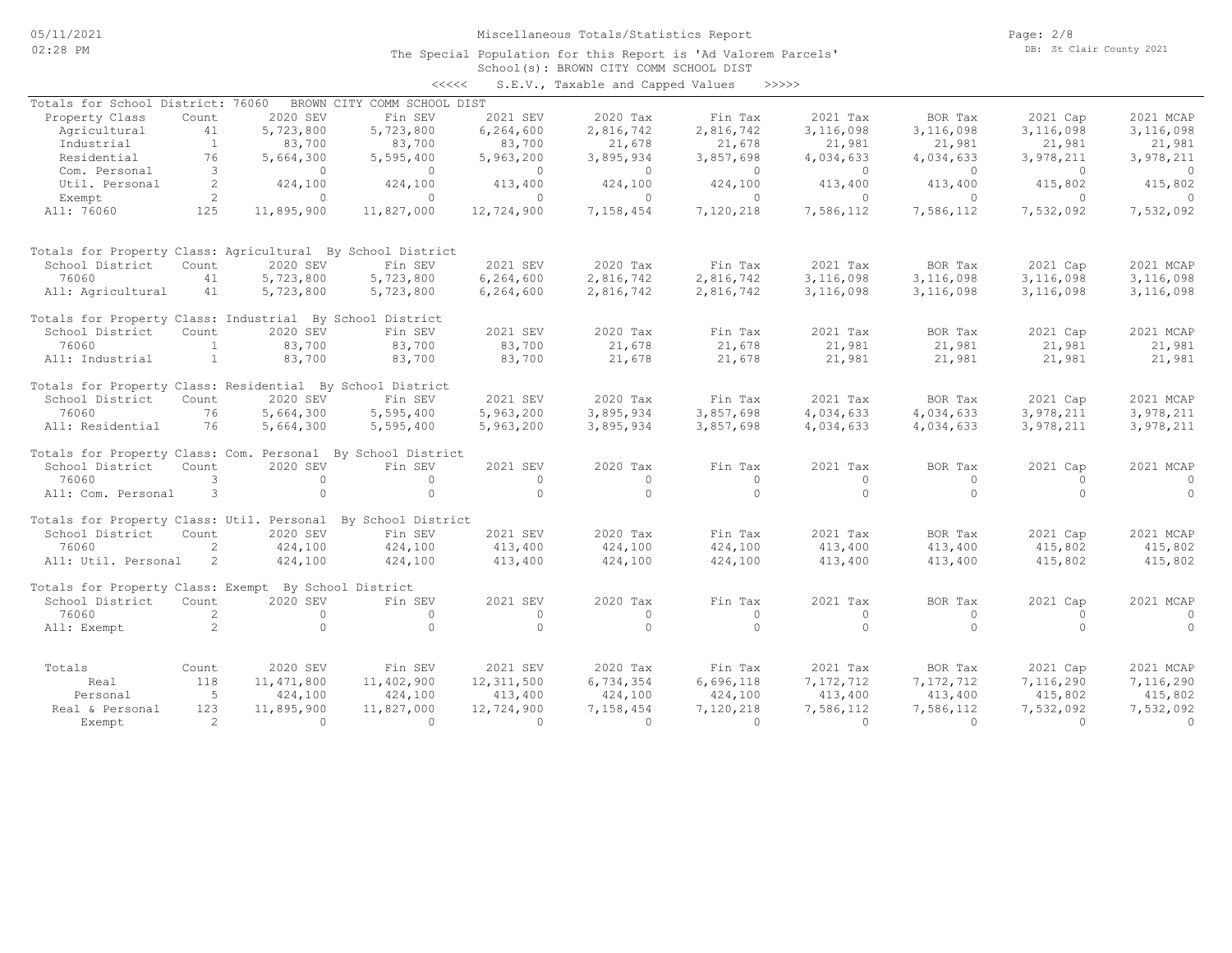# Miscellaneous Totals/Statistics Report

The Special Population for this Report is 'Ad Valorem Parcels'

School(s): BROWN CITY COMM SCHOOL DIST

<<<<< S.E.V., Taxable and Capped Values >>>>>

05/11/2021 02:28 PM — DB: St Clair County 2021

## Totals for School District: 76060 BROWN CITY COMM SCHOOL DIST

| Property Class | Count | 2020 SEV | Fin SEV | 2021 SEV | 2020 Tax | Fin Tax | 2021 Tax | BOR Tax | 2021 Cap | 2021 MCAP |
|---|---|---|---|---|---|---|---|---|---|---|
| Agricultural | 41 | 5,723,800 | 5,723,800 | 6,264,600 | 2,816,742 | 2,816,742 | 3,116,098 | 3,116,098 | 3,116,098 | 3,116,098 |
| Industrial | 1 | 83,700 | 83,700 | 83,700 | 21,678 | 21,678 | 21,981 | 21,981 | 21,981 | 21,981 |
| Residential | 76 | 5,664,300 | 5,595,400 | 5,963,200 | 3,895,934 | 3,857,698 | 4,034,633 | 4,034,633 | 3,978,211 | 3,978,211 |
| Com. Personal | 3 | 0 | 0 | 0 | 0 | 0 | 0 | 0 | 0 | 0 |
| Util. Personal | 2 | 424,100 | 424,100 | 413,400 | 424,100 | 424,100 | 413,400 | 413,400 | 415,802 | 415,802 |
| Exempt | 2 | 0 | 0 | 0 | 0 | 0 | 0 | 0 | 0 | 0 |
| All: 76060 | 125 | 11,895,900 | 11,827,000 | 12,724,900 | 7,158,454 | 7,120,218 | 7,586,112 | 7,586,112 | 7,532,092 | 7,532,092 |

## Totals for Property Class: Agricultural By School District

| School District | Count | 2020 SEV | Fin SEV | 2021 SEV | 2020 Tax | Fin Tax | 2021 Tax | BOR Tax | 2021 Cap | 2021 MCAP |
|---|---|---|---|---|---|---|---|---|---|---|
| 76060 | 41 | 5,723,800 | 5,723,800 | 6,264,600 | 2,816,742 | 2,816,742 | 3,116,098 | 3,116,098 | 3,116,098 | 3,116,098 |
| All: Agricultural | 41 | 5,723,800 | 5,723,800 | 6,264,600 | 2,816,742 | 2,816,742 | 3,116,098 | 3,116,098 | 3,116,098 | 3,116,098 |

## Totals for Property Class: Industrial By School District

| School District | Count | 2020 SEV | Fin SEV | 2021 SEV | 2020 Tax | Fin Tax | 2021 Tax | BOR Tax | 2021 Cap | 2021 MCAP |
|---|---|---|---|---|---|---|---|---|---|---|
| 76060 | 1 | 83,700 | 83,700 | 83,700 | 21,678 | 21,678 | 21,981 | 21,981 | 21,981 | 21,981 |
| All: Industrial | 1 | 83,700 | 83,700 | 83,700 | 21,678 | 21,678 | 21,981 | 21,981 | 21,981 | 21,981 |

## Totals for Property Class: Residential By School District

| School District | Count | 2020 SEV | Fin SEV | 2021 SEV | 2020 Tax | Fin Tax | 2021 Tax | BOR Tax | 2021 Cap | 2021 MCAP |
|---|---|---|---|---|---|---|---|---|---|---|
| 76060 | 76 | 5,664,300 | 5,595,400 | 5,963,200 | 3,895,934 | 3,857,698 | 4,034,633 | 4,034,633 | 3,978,211 | 3,978,211 |
| All: Residential | 76 | 5,664,300 | 5,595,400 | 5,963,200 | 3,895,934 | 3,857,698 | 4,034,633 | 4,034,633 | 3,978,211 | 3,978,211 |

## Totals for Property Class: Com. Personal By School District

| School District | Count | 2020 SEV | Fin SEV | 2021 SEV | 2020 Tax | Fin Tax | 2021 Tax | BOR Tax | 2021 Cap | 2021 MCAP |
|---|---|---|---|---|---|---|---|---|---|---|
| 76060 | 3 | 0 | 0 | 0 | 0 | 0 | 0 | 0 | 0 | 0 |
| All: Com. Personal | 3 | 0 | 0 | 0 | 0 | 0 | 0 | 0 | 0 | 0 |

## Totals for Property Class: Util. Personal By School District

| School District | Count | 2020 SEV | Fin SEV | 2021 SEV | 2020 Tax | Fin Tax | 2021 Tax | BOR Tax | 2021 Cap | 2021 MCAP |
|---|---|---|---|---|---|---|---|---|---|---|
| 76060 | 2 | 424,100 | 424,100 | 413,400 | 424,100 | 424,100 | 413,400 | 413,400 | 415,802 | 415,802 |
| All: Util. Personal | 2 | 424,100 | 424,100 | 413,400 | 424,100 | 424,100 | 413,400 | 413,400 | 415,802 | 415,802 |

## Totals for Property Class: Exempt By School District

| School District | Count | 2020 SEV | Fin SEV | 2021 SEV | 2020 Tax | Fin Tax | 2021 Tax | BOR Tax | 2021 Cap | 2021 MCAP |
|---|---|---|---|---|---|---|---|---|---|---|
| 76060 | 2 | 0 | 0 | 0 | 0 | 0 | 0 | 0 | 0 | 0 |
| All: Exempt | 2 | 0 | 0 | 0 | 0 | 0 | 0 | 0 | 0 | 0 |

## Totals

| Totals | Count | 2020 SEV | Fin SEV | 2021 SEV | 2020 Tax | Fin Tax | 2021 Tax | BOR Tax | 2021 Cap | 2021 MCAP |
|---|---|---|---|---|---|---|---|---|---|---|
| Real | 118 | 11,471,800 | 11,402,900 | 12,311,500 | 6,734,354 | 6,696,118 | 7,172,712 | 7,172,712 | 7,116,290 | 7,116,290 |
| Personal | 5 | 424,100 | 424,100 | 413,400 | 424,100 | 424,100 | 413,400 | 413,400 | 415,802 | 415,802 |
| Real & Personal | 123 | 11,895,900 | 11,827,000 | 12,724,900 | 7,158,454 | 7,120,218 | 7,586,112 | 7,586,112 | 7,532,092 | 7,532,092 |
| Exempt | 2 | 0 | 0 | 0 | 0 | 0 | 0 | 0 | 0 | 0 |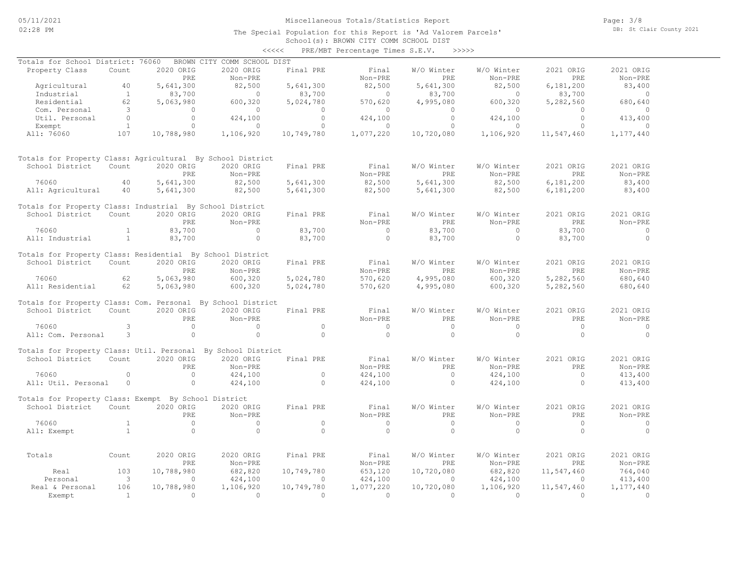# Miscellaneous Totals/Statistics Report

The Special Population for this Report is 'Ad Valorem Parcels'

School(s): BROWN CITY COMM SCHOOL DIST

<<<<< PRE/MBT Percentage Times S.E.V. >>>>>

## Totals for School District: 76060 BROWN CITY COMM SCHOOL DIST

| Property Class | Count | 2020 ORIG PRE | 2020 ORIG Non-PRE | Final PRE | Final Non-PRE | W/O Winter PRE | W/O Winter Non-PRE | 2021 ORIG PRE | 2021 ORIG Non-PRE |
|---|---|---|---|---|---|---|---|---|---|
| Agricultural | 40 | 5,641,300 | 82,500 | 5,641,300 | 82,500 | 5,641,300 | 82,500 | 6,181,200 | 83,400 |
| Industrial | 1 | 83,700 | 0 | 83,700 | 0 | 83,700 | 0 | 83,700 | 0 |
| Residential | 62 | 5,063,980 | 600,320 | 5,024,780 | 570,620 | 4,995,080 | 600,320 | 5,282,560 | 680,640 |
| Com. Personal | 3 | 0 | 0 | 0 | 0 | 0 | 0 | 0 | 0 |
| Util. Personal | 0 | 0 | 424,100 | 0 | 424,100 | 0 | 424,100 | 0 | 413,400 |
| Exempt | 1 | 0 | 0 | 0 | 0 | 0 | 0 | 0 | 0 |
| All: 76060 | 107 | 10,788,980 | 1,106,920 | 10,749,780 | 1,077,220 | 10,720,080 | 1,106,920 | 11,547,460 | 1,177,440 |

## Totals for Property Class: Agricultural By School District

| School District | Count | 2020 ORIG PRE | 2020 ORIG Non-PRE | Final PRE | Final Non-PRE | W/O Winter PRE | W/O Winter Non-PRE | 2021 ORIG PRE | 2021 ORIG Non-PRE |
|---|---|---|---|---|---|---|---|---|---|
| 76060 | 40 | 5,641,300 | 82,500 | 5,641,300 | 82,500 | 5,641,300 | 82,500 | 6,181,200 | 83,400 |
| All: Agricultural | 40 | 5,641,300 | 82,500 | 5,641,300 | 82,500 | 5,641,300 | 82,500 | 6,181,200 | 83,400 |

## Totals for Property Class: Industrial By School District

| School District | Count | 2020 ORIG PRE | 2020 ORIG Non-PRE | Final PRE | Final Non-PRE | W/O Winter PRE | W/O Winter Non-PRE | 2021 ORIG PRE | 2021 ORIG Non-PRE |
|---|---|---|---|---|---|---|---|---|---|
| 76060 | 1 | 83,700 | 0 | 83,700 | 0 | 83,700 | 0 | 83,700 | 0 |
| All: Industrial | 1 | 83,700 | 0 | 83,700 | 0 | 83,700 | 0 | 83,700 | 0 |

## Totals for Property Class: Residential By School District

| School District | Count | 2020 ORIG PRE | 2020 ORIG Non-PRE | Final PRE | Final Non-PRE | W/O Winter PRE | W/O Winter Non-PRE | 2021 ORIG PRE | 2021 ORIG Non-PRE |
|---|---|---|---|---|---|---|---|---|---|
| 76060 | 62 | 5,063,980 | 600,320 | 5,024,780 | 570,620 | 4,995,080 | 600,320 | 5,282,560 | 680,640 |
| All: Residential | 62 | 5,063,980 | 600,320 | 5,024,780 | 570,620 | 4,995,080 | 600,320 | 5,282,560 | 680,640 |

## Totals for Property Class: Com. Personal By School District

| School District | Count | 2020 ORIG PRE | 2020 ORIG Non-PRE | Final PRE | Final Non-PRE | W/O Winter PRE | W/O Winter Non-PRE | 2021 ORIG PRE | 2021 ORIG Non-PRE |
|---|---|---|---|---|---|---|---|---|---|
| 76060 | 3 | 0 | 0 | 0 | 0 | 0 | 0 | 0 | 0 |
| All: Com. Personal | 3 | 0 | 0 | 0 | 0 | 0 | 0 | 0 | 0 |

## Totals for Property Class: Util. Personal By School District

| School District | Count | 2020 ORIG PRE | 2020 ORIG Non-PRE | Final PRE | Final Non-PRE | W/O Winter PRE | W/O Winter Non-PRE | 2021 ORIG PRE | 2021 ORIG Non-PRE |
|---|---|---|---|---|---|---|---|---|---|
| 76060 | 0 | 0 | 424,100 | 0 | 424,100 | 0 | 424,100 | 0 | 413,400 |
| All: Util. Personal | 0 | 0 | 424,100 | 0 | 424,100 | 0 | 424,100 | 0 | 413,400 |

## Totals for Property Class: Exempt By School District

| School District | Count | 2020 ORIG PRE | 2020 ORIG Non-PRE | Final PRE | Final Non-PRE | W/O Winter PRE | W/O Winter Non-PRE | 2021 ORIG PRE | 2021 ORIG Non-PRE |
|---|---|---|---|---|---|---|---|---|---|
| 76060 | 1 | 0 | 0 | 0 | 0 | 0 | 0 | 0 | 0 |
| All: Exempt | 1 | 0 | 0 | 0 | 0 | 0 | 0 | 0 | 0 |

## Totals

| Totals | Count | 2020 ORIG PRE | 2020 ORIG Non-PRE | Final PRE | Final Non-PRE | W/O Winter PRE | W/O Winter Non-PRE | 2021 ORIG PRE | 2021 ORIG Non-PRE |
|---|---|---|---|---|---|---|---|---|---|
| Real | 103 | 10,788,980 | 682,820 | 10,749,780 | 653,120 | 10,720,080 | 682,820 | 11,547,460 | 764,040 |
| Personal | 3 | 0 | 424,100 | 0 | 424,100 | 0 | 424,100 | 0 | 413,400 |
| Real & Personal | 106 | 10,788,980 | 1,106,920 | 10,749,780 | 1,077,220 | 10,720,080 | 1,106,920 | 11,547,460 | 1,177,440 |
| Exempt | 1 | 0 | 0 | 0 | 0 | 0 | 0 | 0 | 0 |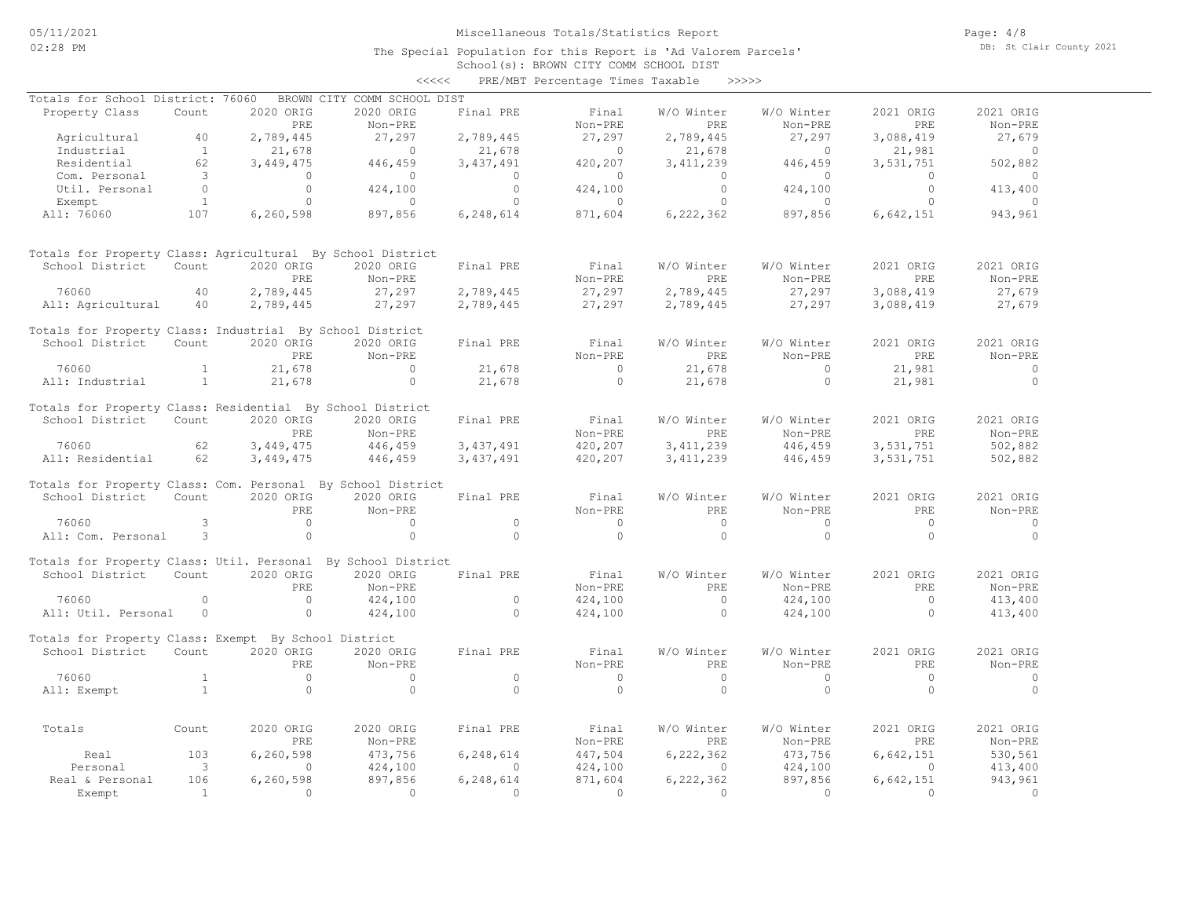Miscellaneous Totals/Statistics Report

The Special Population for this Report is 'Ad Valorem Parcels'

School(s): BROWN CITY COMM SCHOOL DIST

<<<<< PRE/MBT Percentage Times Taxable >>>>>

**Totals for School District: 76060 BROWN CITY COMM SCHOOL DIST**

| Property Class | Count | 2020 ORIG PRE | 2020 ORIG Non-PRE | Final PRE | Final Non-PRE | W/O Winter PRE | W/O Winter Non-PRE | 2021 ORIG PRE | 2021 ORIG Non-PRE |
|---|---|---|---|---|---|---|---|---|---|
| Agricultural | 40 | 2,789,445 | 27,297 | 2,789,445 | 27,297 | 2,789,445 | 27,297 | 3,088,419 | 27,679 |
| Industrial | 1 | 21,678 | 0 | 21,678 | 0 | 21,678 | 0 | 21,981 | 0 |
| Residential | 62 | 3,449,475 | 446,459 | 3,437,491 | 420,207 | 3,411,239 | 446,459 | 3,531,751 | 502,882 |
| Com. Personal | 3 | 0 | 0 | 0 | 0 | 0 | 0 | 0 | 0 |
| Util. Personal | 0 | 0 | 424,100 | 0 | 424,100 | 0 | 424,100 | 0 | 413,400 |
| Exempt | 1 | 0 | 0 | 0 | 0 | 0 | 0 | 0 | 0 |
| All: 76060 | 107 | 6,260,598 | 897,856 | 6,248,614 | 871,604 | 6,222,362 | 897,856 | 6,642,151 | 943,961 |

**Totals for Property Class: Agricultural By School District**

| School District | Count | 2020 ORIG PRE | 2020 ORIG Non-PRE | Final PRE | Final Non-PRE | W/O Winter PRE | W/O Winter Non-PRE | 2021 ORIG PRE | 2021 ORIG Non-PRE |
|---|---|---|---|---|---|---|---|---|---|
| 76060 | 40 | 2,789,445 | 27,297 | 2,789,445 | 27,297 | 2,789,445 | 27,297 | 3,088,419 | 27,679 |
| All: Agricultural | 40 | 2,789,445 | 27,297 | 2,789,445 | 27,297 | 2,789,445 | 27,297 | 3,088,419 | 27,679 |

**Totals for Property Class: Industrial By School District**

| School District | Count | 2020 ORIG PRE | 2020 ORIG Non-PRE | Final PRE | Final Non-PRE | W/O Winter PRE | W/O Winter Non-PRE | 2021 ORIG PRE | 2021 ORIG Non-PRE |
|---|---|---|---|---|---|---|---|---|---|
| 76060 | 1 | 21,678 | 0 | 21,678 | 0 | 21,678 | 0 | 21,981 | 0 |
| All: Industrial | 1 | 21,678 | 0 | 21,678 | 0 | 21,678 | 0 | 21,981 | 0 |

**Totals for Property Class: Residential By School District**

| School District | Count | 2020 ORIG PRE | 2020 ORIG Non-PRE | Final PRE | Final Non-PRE | W/O Winter PRE | W/O Winter Non-PRE | 2021 ORIG PRE | 2021 ORIG Non-PRE |
|---|---|---|---|---|---|---|---|---|---|
| 76060 | 62 | 3,449,475 | 446,459 | 3,437,491 | 420,207 | 3,411,239 | 446,459 | 3,531,751 | 502,882 |
| All: Residential | 62 | 3,449,475 | 446,459 | 3,437,491 | 420,207 | 3,411,239 | 446,459 | 3,531,751 | 502,882 |

**Totals for Property Class: Com. Personal By School District**

| School District | Count | 2020 ORIG PRE | 2020 ORIG Non-PRE | Final PRE | Final Non-PRE | W/O Winter PRE | W/O Winter Non-PRE | 2021 ORIG PRE | 2021 ORIG Non-PRE |
|---|---|---|---|---|---|---|---|---|---|
| 76060 | 3 | 0 | 0 | 0 | 0 | 0 | 0 | 0 | 0 |
| All: Com. Personal | 3 | 0 | 0 | 0 | 0 | 0 | 0 | 0 | 0 |

**Totals for Property Class: Util. Personal By School District**

| School District | Count | 2020 ORIG PRE | 2020 ORIG Non-PRE | Final PRE | Final Non-PRE | W/O Winter PRE | W/O Winter Non-PRE | 2021 ORIG PRE | 2021 ORIG Non-PRE |
|---|---|---|---|---|---|---|---|---|---|
| 76060 | 0 | 0 | 424,100 | 0 | 424,100 | 0 | 424,100 | 0 | 413,400 |
| All: Util. Personal | 0 | 0 | 424,100 | 0 | 424,100 | 0 | 424,100 | 0 | 413,400 |

**Totals for Property Class: Exempt By School District**

| School District | Count | 2020 ORIG PRE | 2020 ORIG Non-PRE | Final PRE | Final Non-PRE | W/O Winter PRE | W/O Winter Non-PRE | 2021 ORIG PRE | 2021 ORIG Non-PRE |
|---|---|---|---|---|---|---|---|---|---|
| 76060 | 1 | 0 | 0 | 0 | 0 | 0 | 0 | 0 | 0 |
| All: Exempt | 1 | 0 | 0 | 0 | 0 | 0 | 0 | 0 | 0 |

| Totals | Count | 2020 ORIG PRE | 2020 ORIG Non-PRE | Final PRE | Final Non-PRE | W/O Winter PRE | W/O Winter Non-PRE | 2021 ORIG PRE | 2021 ORIG Non-PRE |
|---|---|---|---|---|---|---|---|---|---|
| Real | 103 | 6,260,598 | 473,756 | 6,248,614 | 447,504 | 6,222,362 | 473,756 | 6,642,151 | 530,561 |
| Personal | 3 | 0 | 424,100 | 0 | 424,100 | 0 | 424,100 | 0 | 413,400 |
| Real & Personal | 106 | 6,260,598 | 897,856 | 6,248,614 | 871,604 | 6,222,362 | 897,856 | 6,642,151 | 943,961 |
| Exempt | 1 | 0 | 0 | 0 | 0 | 0 | 0 | 0 | 0 |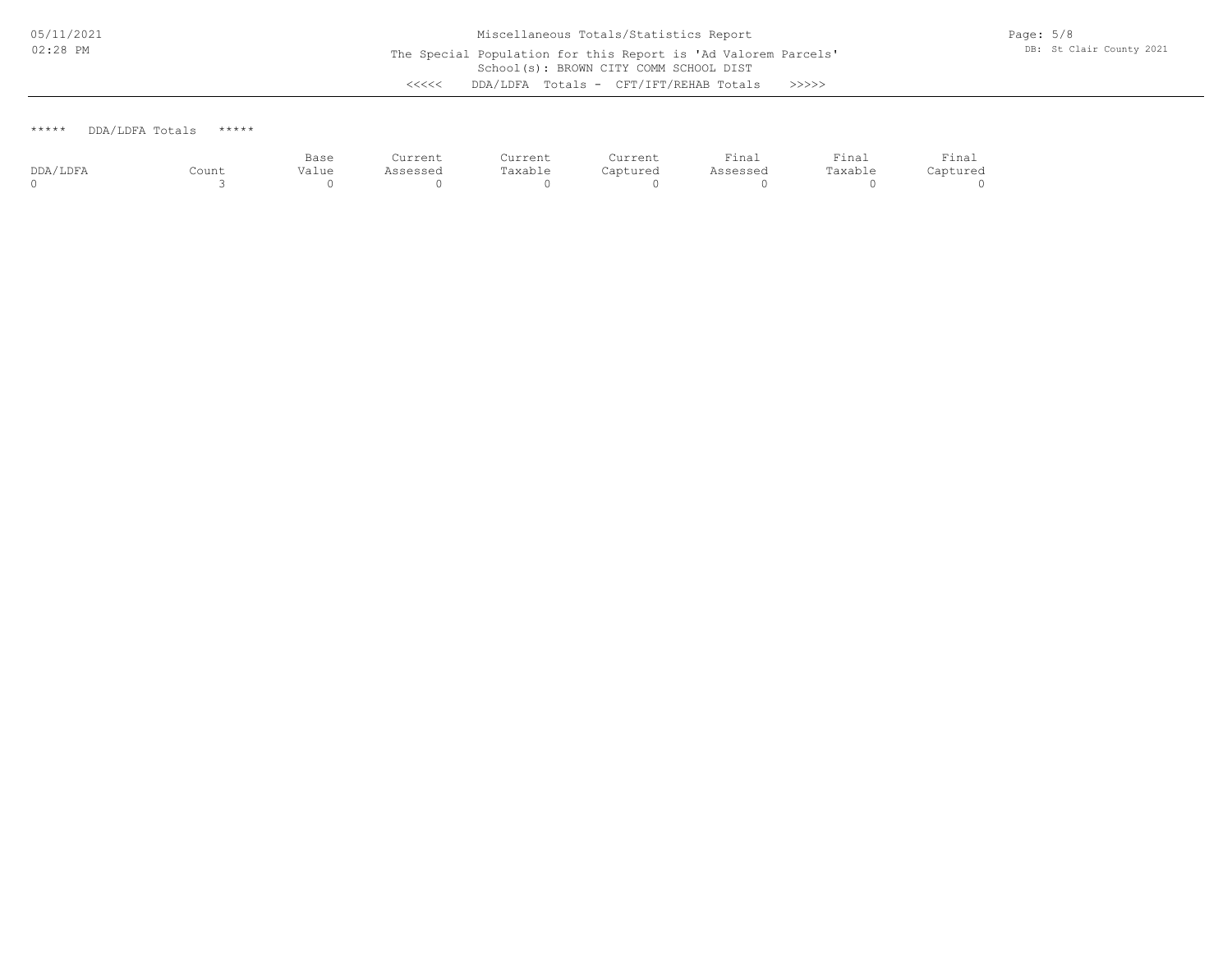Miscellaneous Totals/Statistics Report

The Special Population for this Report is 'Ad Valorem Parcels'

School(s): BROWN CITY COMM SCHOOL DIST

<<<<< DDA/LDFA Totals - CFT/IFT/REHAB Totals >>>>>

***** DDA/LDFA Totals *****

| DDA/LDFA | Count | Base Value | Current Assessed | Current Taxable | Current Captured | Final Assessed | Final Taxable | Final Captured |
|---|---|---|---|---|---|---|---|---|
| 0 | 3 | 0 | 0 | 0 | 0 | 0 | 0 | 0 |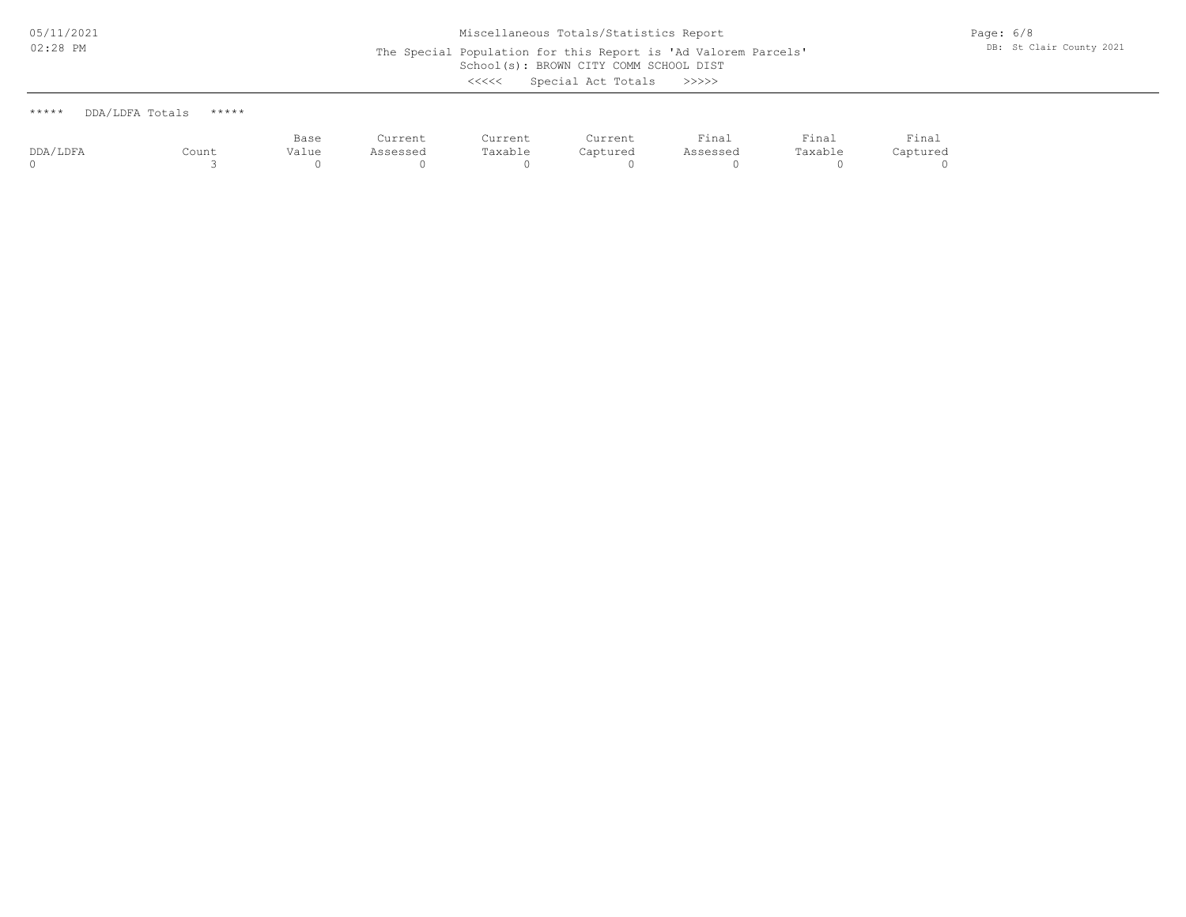Miscellaneous Totals/Statistics Report

The Special Population for this Report is 'Ad Valorem Parcels'

School(s): BROWN CITY COMM SCHOOL DIST

<<<<< Special Act Totals >>>>>

***** DDA/LDFA Totals *****

| DDA/LDFA | Count | Base Value | Current Assessed | Current Taxable | Current Captured | Final Assessed | Final Taxable | Final Captured |
|---|---|---|---|---|---|---|---|---|
| 0 | 3 | 0 | 0 | 0 | 0 | 0 | 0 | 0 |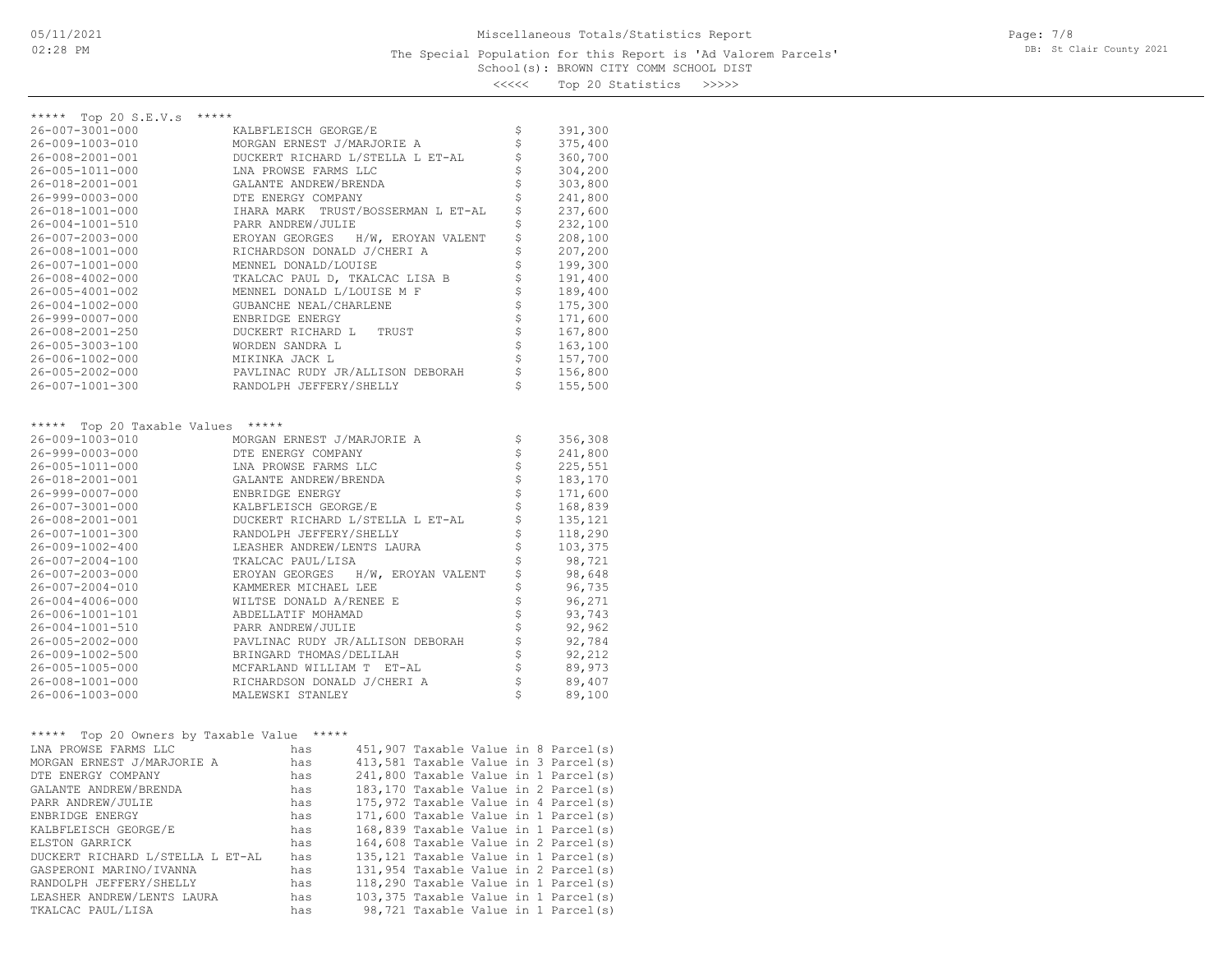Miscellaneous Totals/Statistics Report

The Special Population for this Report is 'Ad Valorem Parcels'

School(s): BROWN CITY COMM SCHOOL DIST

<<<<< Top 20 Statistics >>>>>

## ***** Top 20 S.E.V.s *****

| Parcel | Owner | | S.E.V. |
|---|---|---|---|
| 26-007-3001-000 | KALBFLEISCH GEORGE/E | $ | 391,300 |
| 26-009-1003-010 | MORGAN ERNEST J/MARJORIE A | $ | 375,400 |
| 26-008-2001-001 | DUCKERT RICHARD L/STELLA L ET-AL | $ | 360,700 |
| 26-005-1011-000 | LNA PROWSE FARMS LLC | $ | 304,200 |
| 26-018-2001-001 | GALANTE ANDREW/BRENDA | $ | 303,800 |
| 26-999-0003-000 | DTE ENERGY COMPANY | $ | 241,800 |
| 26-018-1001-000 | IHARA MARK TRUST/BOSSERMAN L ET-AL | $ | 237,600 |
| 26-004-1001-510 | PARR ANDREW/JULIE | $ | 232,100 |
| 26-007-2003-000 | EROYAN GEORGES H/W, EROYAN VALENT | $ | 208,100 |
| 26-008-1001-000 | RICHARDSON DONALD J/CHERI A | $ | 207,200 |
| 26-007-1001-000 | MENNEL DONALD/LOUISE | $ | 199,300 |
| 26-008-4002-000 | TKALCAC PAUL D, TKALCAC LISA B | $ | 191,400 |
| 26-005-4001-002 | MENNEL DONALD L/LOUISE M F | $ | 189,400 |
| 26-004-1002-000 | GUBANCHE NEAL/CHARLENE | $ | 175,300 |
| 26-999-0007-000 | ENBRIDGE ENERGY | $ | 171,600 |
| 26-008-2001-250 | DUCKERT RICHARD L TRUST | $ | 167,800 |
| 26-005-3003-100 | WORDEN SANDRA L | $ | 163,100 |
| 26-006-1002-000 | MIKINKA JACK L | $ | 157,700 |
| 26-005-2002-000 | PAVLINAC RUDY JR/ALLISON DEBORAH | $ | 156,800 |
| 26-007-1001-300 | RANDOLPH JEFFERY/SHELLY | $ | 155,500 |

## ***** Top 20 Taxable Values *****

| Parcel | Owner | | Taxable Value |
|---|---|---|---|
| 26-009-1003-010 | MORGAN ERNEST J/MARJORIE A | $ | 356,308 |
| 26-999-0003-000 | DTE ENERGY COMPANY | $ | 241,800 |
| 26-005-1011-000 | LNA PROWSE FARMS LLC | $ | 225,551 |
| 26-018-2001-001 | GALANTE ANDREW/BRENDA | $ | 183,170 |
| 26-999-0007-000 | ENBRIDGE ENERGY | $ | 171,600 |
| 26-007-3001-000 | KALBFLEISCH GEORGE/E | $ | 168,839 |
| 26-008-2001-001 | DUCKERT RICHARD L/STELLA L ET-AL | $ | 135,121 |
| 26-007-1001-300 | RANDOLPH JEFFERY/SHELLY | $ | 118,290 |
| 26-009-1002-400 | LEASHER ANDREW/LENTS LAURA | $ | 103,375 |
| 26-007-2004-100 | TKALCAC PAUL/LISA | $ | 98,721 |
| 26-007-2003-000 | EROYAN GEORGES H/W, EROYAN VALENT | $ | 98,648 |
| 26-007-2004-010 | KAMMERER MICHAEL LEE | $ | 96,735 |
| 26-004-4006-000 | WILTSE DONALD A/RENEE E | $ | 96,271 |
| 26-006-1001-101 | ABDELLATIF MOHAMAD | $ | 93,743 |
| 26-004-1001-510 | PARR ANDREW/JULIE | $ | 92,962 |
| 26-005-2002-000 | PAVLINAC RUDY JR/ALLISON DEBORAH | $ | 92,784 |
| 26-009-1002-500 | BRINGARD THOMAS/DELILAH | $ | 92,212 |
| 26-005-1005-000 | MCFARLAND WILLIAM T ET-AL | $ | 89,973 |
| 26-008-1001-000 | RICHARDSON DONALD J/CHERI A | $ | 89,407 |
| 26-006-1003-000 | MALEWSKI STANLEY | $ | 89,100 |

## ***** Top 20 Owners by Taxable Value *****

| Owner | | Taxable Value |
|---|---|---|
| LNA PROWSE FARMS LLC | has | 451,907 Taxable Value in 8 Parcel(s) |
| MORGAN ERNEST J/MARJORIE A | has | 413,581 Taxable Value in 3 Parcel(s) |
| DTE ENERGY COMPANY | has | 241,800 Taxable Value in 1 Parcel(s) |
| GALANTE ANDREW/BRENDA | has | 183,170 Taxable Value in 2 Parcel(s) |
| PARR ANDREW/JULIE | has | 175,972 Taxable Value in 4 Parcel(s) |
| ENBRIDGE ENERGY | has | 171,600 Taxable Value in 1 Parcel(s) |
| KALBFLEISCH GEORGE/E | has | 168,839 Taxable Value in 1 Parcel(s) |
| ELSTON GARRICK | has | 164,608 Taxable Value in 2 Parcel(s) |
| DUCKERT RICHARD L/STELLA L ET-AL | has | 135,121 Taxable Value in 1 Parcel(s) |
| GASPERONI MARINO/IVANNA | has | 131,954 Taxable Value in 2 Parcel(s) |
| RANDOLPH JEFFERY/SHELLY | has | 118,290 Taxable Value in 1 Parcel(s) |
| LEASHER ANDREW/LENTS LAURA | has | 103,375 Taxable Value in 1 Parcel(s) |
| TKALCAC PAUL/LISA | has | 98,721 Taxable Value in 1 Parcel(s) |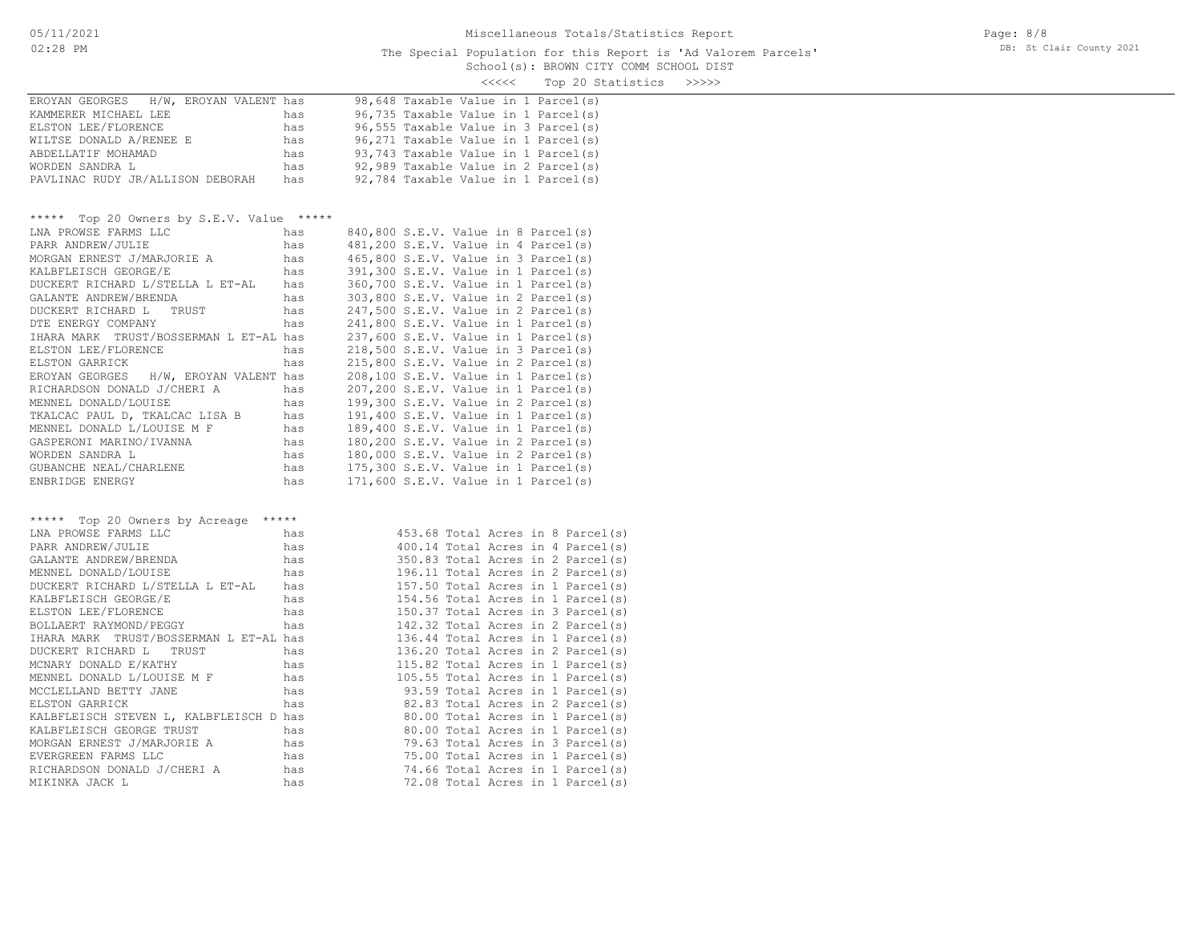Miscellaneous Totals/Statistics Report

The Special Population for this Report is 'Ad Valorem Parcels'

School(s): BROWN CITY COMM SCHOOL DIST

<<<<< Top 20 Statistics >>>>>

| | | |
|---|---|---|
| EROYAN GEORGES H/W, EROYAN VALENT | has | 98,648 Taxable Value in 1 Parcel(s) |
| KAMMERER MICHAEL LEE | has | 96,735 Taxable Value in 1 Parcel(s) |
| ELSTON LEE/FLORENCE | has | 96,555 Taxable Value in 3 Parcel(s) |
| WILTSE DONALD A/RENEE E | has | 96,271 Taxable Value in 1 Parcel(s) |
| ABDELLATIF MOHAMAD | has | 93,743 Taxable Value in 1 Parcel(s) |
| WORDEN SANDRA L | has | 92,989 Taxable Value in 2 Parcel(s) |
| PAVLINAC RUDY JR/ALLISON DEBORAH | has | 92,784 Taxable Value in 1 Parcel(s) |

***** Top 20 Owners by S.E.V. Value *****

| | | |
|---|---|---|
| LNA PROWSE FARMS LLC | has | 840,800 S.E.V. Value in 8 Parcel(s) |
| PARR ANDREW/JULIE | has | 481,200 S.E.V. Value in 4 Parcel(s) |
| MORGAN ERNEST J/MARJORIE A | has | 465,800 S.E.V. Value in 3 Parcel(s) |
| KALBFLEISCH GEORGE/E | has | 391,300 S.E.V. Value in 1 Parcel(s) |
| DUCKERT RICHARD L/STELLA L ET-AL | has | 360,700 S.E.V. Value in 1 Parcel(s) |
| GALANTE ANDREW/BRENDA | has | 303,800 S.E.V. Value in 2 Parcel(s) |
| DUCKERT RICHARD L TRUST | has | 247,500 S.E.V. Value in 2 Parcel(s) |
| DTE ENERGY COMPANY | has | 241,800 S.E.V. Value in 1 Parcel(s) |
| IHARA MARK TRUST/BOSSERMAN L ET-AL | has | 237,600 S.E.V. Value in 1 Parcel(s) |
| ELSTON LEE/FLORENCE | has | 218,500 S.E.V. Value in 3 Parcel(s) |
| ELSTON GARRICK | has | 215,800 S.E.V. Value in 2 Parcel(s) |
| EROYAN GEORGES H/W, EROYAN VALENT | has | 208,100 S.E.V. Value in 1 Parcel(s) |
| RICHARDSON DONALD J/CHERI A | has | 207,200 S.E.V. Value in 1 Parcel(s) |
| MENNEL DONALD/LOUISE | has | 199,300 S.E.V. Value in 2 Parcel(s) |
| TKALCAC PAUL D, TKALCAC LISA B | has | 191,400 S.E.V. Value in 1 Parcel(s) |
| MENNEL DONALD L/LOUISE M F | has | 189,400 S.E.V. Value in 1 Parcel(s) |
| GASPERONI MARINO/IVANNA | has | 180,200 S.E.V. Value in 2 Parcel(s) |
| WORDEN SANDRA L | has | 180,000 S.E.V. Value in 2 Parcel(s) |
| GUBANCHE NEAL/CHARLENE | has | 175,300 S.E.V. Value in 1 Parcel(s) |
| ENBRIDGE ENERGY | has | 171,600 S.E.V. Value in 1 Parcel(s) |

***** Top 20 Owners by Acreage *****

| | | |
|---|---|---|
| LNA PROWSE FARMS LLC | has | 453.68 Total Acres in 8 Parcel(s) |
| PARR ANDREW/JULIE | has | 400.14 Total Acres in 4 Parcel(s) |
| GALANTE ANDREW/BRENDA | has | 350.83 Total Acres in 2 Parcel(s) |
| MENNEL DONALD/LOUISE | has | 196.11 Total Acres in 2 Parcel(s) |
| DUCKERT RICHARD L/STELLA L ET-AL | has | 157.50 Total Acres in 1 Parcel(s) |
| KALBFLEISCH GEORGE/E | has | 154.56 Total Acres in 1 Parcel(s) |
| ELSTON LEE/FLORENCE | has | 150.37 Total Acres in 3 Parcel(s) |
| BOLLAERT RAYMOND/PEGGY | has | 142.32 Total Acres in 2 Parcel(s) |
| IHARA MARK TRUST/BOSSERMAN L ET-AL | has | 136.44 Total Acres in 1 Parcel(s) |
| DUCKERT RICHARD L TRUST | has | 136.20 Total Acres in 2 Parcel(s) |
| MCNARY DONALD E/KATHY | has | 115.82 Total Acres in 1 Parcel(s) |
| MENNEL DONALD L/LOUISE M F | has | 105.55 Total Acres in 1 Parcel(s) |
| MCCLELLAND BETTY JANE | has | 93.59 Total Acres in 1 Parcel(s) |
| ELSTON GARRICK | has | 82.83 Total Acres in 2 Parcel(s) |
| KALBFLEISCH STEVEN L, KALBFLEISCH D | has | 80.00 Total Acres in 1 Parcel(s) |
| KALBFLEISCH GEORGE TRUST | has | 80.00 Total Acres in 1 Parcel(s) |
| MORGAN ERNEST J/MARJORIE A | has | 79.63 Total Acres in 3 Parcel(s) |
| EVERGREEN FARMS LLC | has | 75.00 Total Acres in 1 Parcel(s) |
| RICHARDSON DONALD J/CHERI A | has | 74.66 Total Acres in 1 Parcel(s) |
| MIKINKA JACK L | has | 72.08 Total Acres in 1 Parcel(s) |